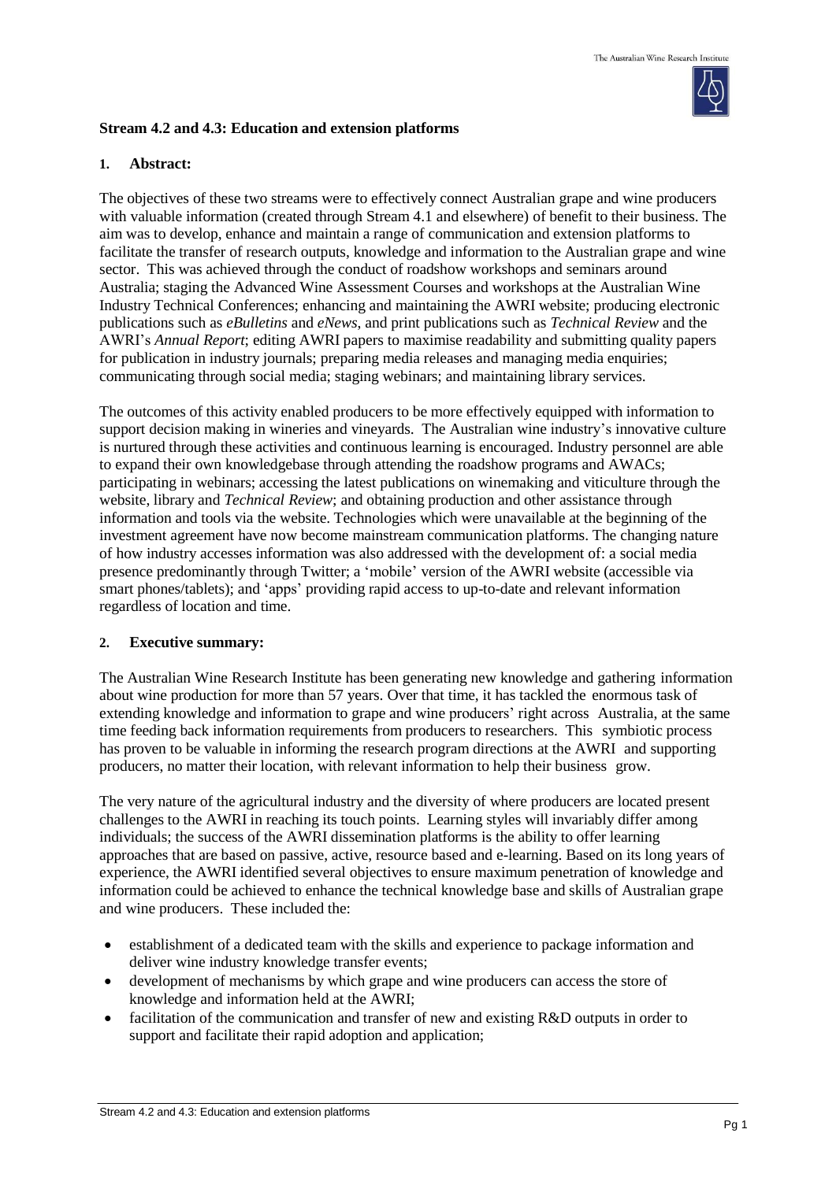**Stream 4.2 and 4.3: Education and extension platforms**

## 1. Abstract:

The objectives of these two streams were to effectively connect Australian grape and wine producers with valuable information (created through Stream 4.1 and elsewhere) of benefit to their business. The aim was to develop, enhance and maintain a range of communication and extension platforms to facilitate the transfer of research outputs, knowledge and information to the Australian grape and wine sector. This was achieved through the conduct of roadshow workshops and seminars around Australia; staging the Advanced Wine Assessment Courses and workshops at the Australian Wine Industry Technical Conferences; enhancing and maintaining the AWRI website; producing electronic publications such as *eBulletins* and *eNews*, and print publications such as *Technical Review* and the AWRI's *Annual Report*; editing AWRI papers to maximise readability and submitting quality papers for publication in industry journals; preparing media releases and managing media enquiries; communicating through social media; staging webinars; and maintaining library services.

The outcomes of this activity enabled producers to be more effectively equipped with information to support decision making in wineries and vineyards. The Australian wine industry's innovative culture is nurtured through these activities and continuous learning is encouraged. Industry personnel are able to expand their own knowledgebase through attending the roadshow programs and AWACs; participating in webinars; accessing the latest publications on winemaking and viticulture through the website, library and *Technical Review*; and obtaining production and other assistance through information and tools via the website. Technologies which were unavailable at the beginning of the investment agreement have now become mainstream communication platforms. The changing nature of how industry accesses information was also addressed with the development of: a social media presence predominantly through Twitter; a 'mobile' version of the AWRI website (accessible via smart phones/tablets); and 'apps' providing rapid access to up-to-date and relevant information regardless of location and time.

## 2. Executive summary:

The Australian Wine Research Institute has been generating new knowledge and gathering information about wine production for more than 57 years. Over that time, it has tackled the enormous task of extending knowledge and information to grape and wine producers' right across Australia, at the same time feeding back information requirements from producers to researchers. This symbiotic process has proven to be valuable in informing the research program directions at the AWRI and supporting producers, no matter their location, with relevant information to help their business grow.

The very nature of the agricultural industry and the diversity of where producers are located present challenges to the AWRI in reaching its touch points. Learning styles will invariably differ among individuals; the success of the AWRI dissemination platforms is the ability to offer learning approaches that are based on passive, active, resource based and e-learning. Based on its long years of experience, the AWRI identified several objectives to ensure maximum penetration of knowledge and information could be achieved to enhance the technical knowledge base and skills of Australian grape and wine producers. These included the:

- establishment of a dedicated team with the skills and experience to package information and deliver wine industry knowledge transfer events;
- development of mechanisms by which grape and wine producers can access the store of knowledge and information held at the AWRI;
- facilitation of the communication and transfer of new and existing R&D outputs in order to support and facilitate their rapid adoption and application;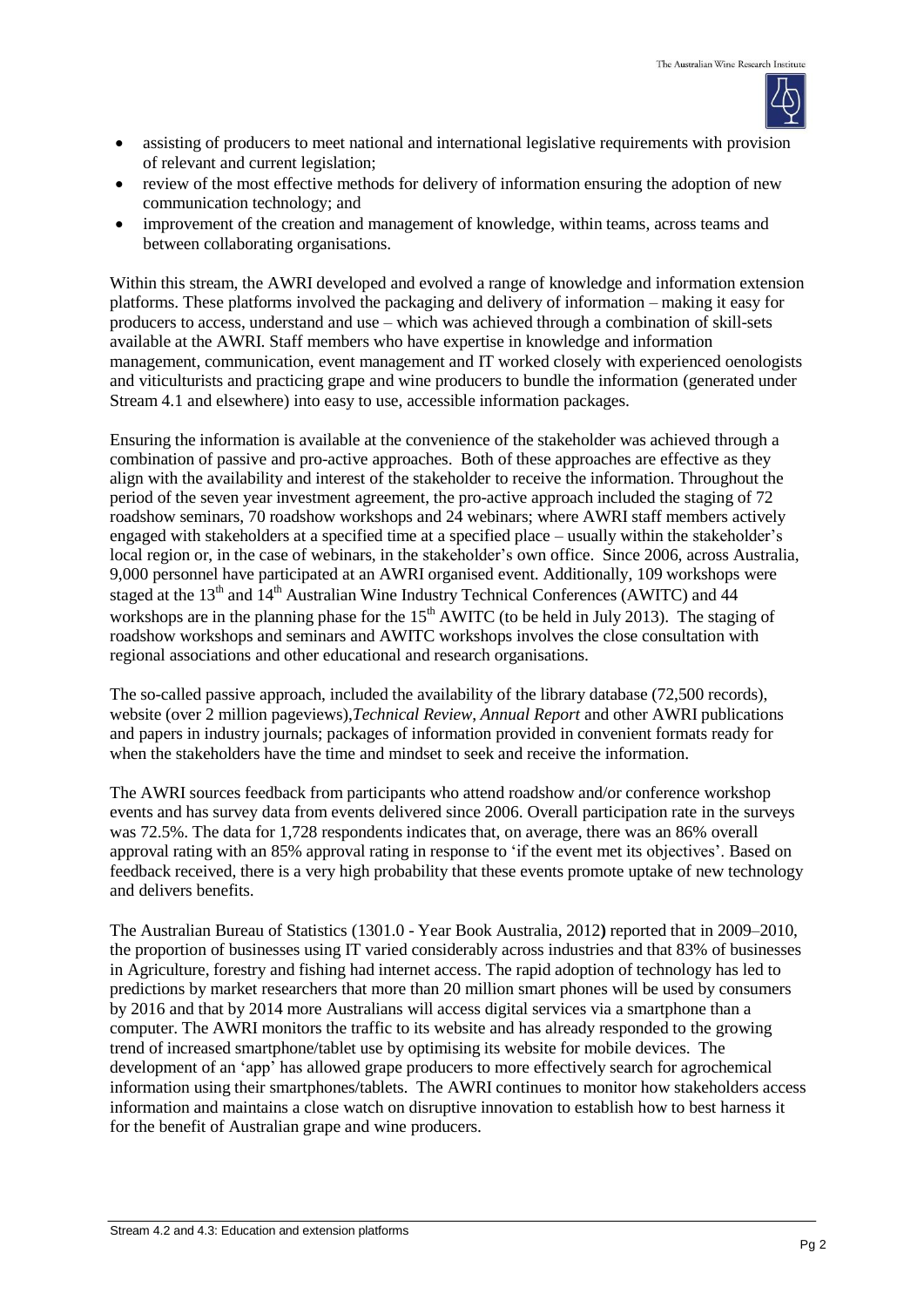- assisting of producers to meet national and international legislative requirements with provision of relevant and current legislation;
- review of the most effective methods for delivery of information ensuring the adoption of new communication technology; and
- improvement of the creation and management of knowledge, within teams, across teams and between collaborating organisations.

Within this stream, the AWRI developed and evolved a range of knowledge and information extension platforms. These platforms involved the packaging and delivery of information – making it easy for producers to access, understand and use – which was achieved through a combination of skill-sets available at the AWRI. Staff members who have expertise in knowledge and information management, communication, event management and IT worked closely with experienced oenologists and viticulturists and practicing grape and wine producers to bundle the information (generated under Stream 4.1 and elsewhere) into easy to use, accessible information packages.

Ensuring the information is available at the convenience of the stakeholder was achieved through a combination of passive and pro-active approaches. Both of these approaches are effective as they align with the availability and interest of the stakeholder to receive the information. Throughout the period of the seven year investment agreement, the pro-active approach included the staging of 72 roadshow seminars, 70 roadshow workshops and 24 webinars; where AWRI staff members actively engaged with stakeholders at a specified time at a specified place – usually within the stakeholder's local region or, in the case of webinars, in the stakeholder's own office. Since 2006, across Australia, 9,000 personnel have participated at an AWRI organised event. Additionally, 109 workshops were staged at the 13th and 14th Australian Wine Industry Technical Conferences (AWITC) and 44 workshops are in the planning phase for the 15th AWITC (to be held in July 2013). The staging of roadshow workshops and seminars and AWITC workshops involves the close consultation with regional associations and other educational and research organisations.

The so-called passive approach, included the availability of the library database (72,500 records), website (over 2 million pageviews), *Technical Review*, *Annual Report* and other AWRI publications and papers in industry journals; packages of information provided in convenient formats ready for when the stakeholders have the time and mindset to seek and receive the information.

The AWRI sources feedback from participants who attend roadshow and/or conference workshop events and has survey data from events delivered since 2006. Overall participation rate in the surveys was 72.5%. The data for 1,728 respondents indicates that, on average, there was an 86% overall approval rating with an 85% approval rating in response to 'if the event met its objectives'. Based on feedback received, there is a very high probability that these events promote uptake of new technology and delivers benefits.

The Australian Bureau of Statistics (1301.0 - Year Book Australia, 2012**)** reported that in 2009–2010, the proportion of businesses using IT varied considerably across industries and that 83% of businesses in Agriculture, forestry and fishing had internet access. The rapid adoption of technology has led to predictions by market researchers that more than 20 million smart phones will be used by consumers by 2016 and that by 2014 more Australians will access digital services via a smartphone than a computer. The AWRI monitors the traffic to its website and has already responded to the growing trend of increased smartphone/tablet use by optimising its website for mobile devices. The development of an 'app' has allowed grape producers to more effectively search for agrochemical information using their smartphones/tablets. The AWRI continues to monitor how stakeholders access information and maintains a close watch on disruptive innovation to establish how to best harness it for the benefit of Australian grape and wine producers.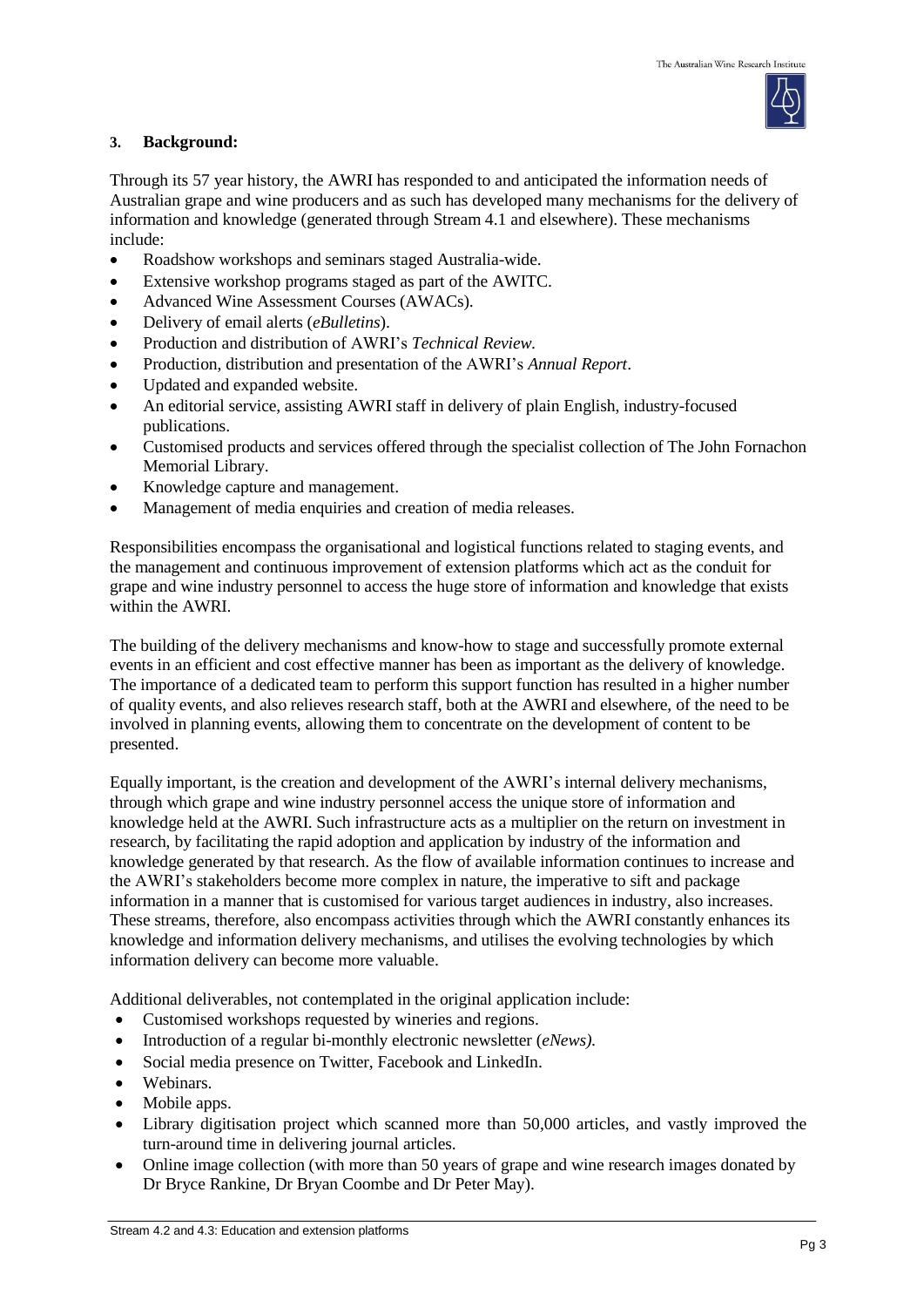### 3. Background:

Through its 57 year history, the AWRI has responded to and anticipated the information needs of Australian grape and wine producers and as such has developed many mechanisms for the delivery of information and knowledge (generated through Stream 4.1 and elsewhere). These mechanisms include:

- Roadshow workshops and seminars staged Australia-wide.
- Extensive workshop programs staged as part of the AWITC.
- Advanced Wine Assessment Courses (AWACs).
- Delivery of email alerts (*eBulletins*).
- Production and distribution of AWRI's *Technical Review.*
- Production, distribution and presentation of the AWRI's *Annual Report*.
- Updated and expanded website.
- An editorial service, assisting AWRI staff in delivery of plain English, industry-focused publications.
- Customised products and services offered through the specialist collection of The John Fornachon Memorial Library.
- Knowledge capture and management.
- Management of media enquiries and creation of media releases.

Responsibilities encompass the organisational and logistical functions related to staging events, and the management and continuous improvement of extension platforms which act as the conduit for grape and wine industry personnel to access the huge store of information and knowledge that exists within the AWRI.

The building of the delivery mechanisms and know-how to stage and successfully promote external events in an efficient and cost effective manner has been as important as the delivery of knowledge. The importance of a dedicated team to perform this support function has resulted in a higher number of quality events, and also relieves research staff, both at the AWRI and elsewhere, of the need to be involved in planning events, allowing them to concentrate on the development of content to be presented.

Equally important, is the creation and development of the AWRI's internal delivery mechanisms, through which grape and wine industry personnel access the unique store of information and knowledge held at the AWRI. Such infrastructure acts as a multiplier on the return on investment in research, by facilitating the rapid adoption and application by industry of the information and knowledge generated by that research. As the flow of available information continues to increase and the AWRI's stakeholders become more complex in nature, the imperative to sift and package information in a manner that is customised for various target audiences in industry, also increases. These streams, therefore, also encompass activities through which the AWRI constantly enhances its knowledge and information delivery mechanisms, and utilises the evolving technologies by which information delivery can become more valuable.

Additional deliverables, not contemplated in the original application include:

- Customised workshops requested by wineries and regions.
- Introduction of a regular bi-monthly electronic newsletter (*eNews).*
- Social media presence on Twitter, Facebook and LinkedIn.
- Webinars.
- Mobile apps.
- Library digitisation project which scanned more than 50,000 articles, and vastly improved the turn-around time in delivering journal articles.
- Online image collection (with more than 50 years of grape and wine research images donated by Dr Bryce Rankine, Dr Bryan Coombe and Dr Peter May).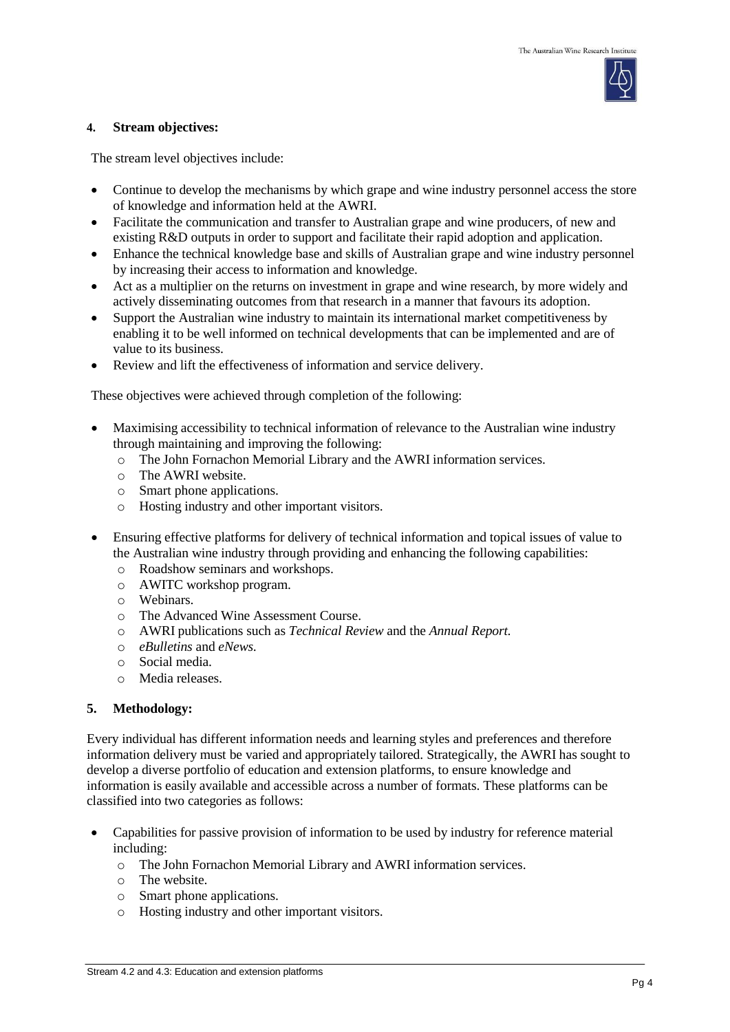## 4. Stream objectives:

The stream level objectives include:

- Continue to develop the mechanisms by which grape and wine industry personnel access the store of knowledge and information held at the AWRI.
- Facilitate the communication and transfer to Australian grape and wine producers, of new and existing R&D outputs in order to support and facilitate their rapid adoption and application.
- Enhance the technical knowledge base and skills of Australian grape and wine industry personnel by increasing their access to information and knowledge.
- Act as a multiplier on the returns on investment in grape and wine research, by more widely and actively disseminating outcomes from that research in a manner that favours its adoption.
- Support the Australian wine industry to maintain its international market competitiveness by enabling it to be well informed on technical developments that can be implemented and are of value to its business.
- Review and lift the effectiveness of information and service delivery.

These objectives were achieved through completion of the following:

- Maximising accessibility to technical information of relevance to the Australian wine industry through maintaining and improving the following:
  - The John Fornachon Memorial Library and the AWRI information services.
  - The AWRI website.
  - Smart phone applications.
  - Hosting industry and other important visitors.
- Ensuring effective platforms for delivery of technical information and topical issues of value to the Australian wine industry through providing and enhancing the following capabilities:
  - Roadshow seminars and workshops.
  - AWITC workshop program.
  - Webinars.
  - The Advanced Wine Assessment Course.
  - AWRI publications such as *Technical Review* and the *Annual Report.*
  - *eBulletins* and *eNews.*
  - Social media.
  - Media releases.

## 5. Methodology:

Every individual has different information needs and learning styles and preferences and therefore information delivery must be varied and appropriately tailored. Strategically, the AWRI has sought to develop a diverse portfolio of education and extension platforms, to ensure knowledge and information is easily available and accessible across a number of formats. These platforms can be classified into two categories as follows:

- Capabilities for passive provision of information to be used by industry for reference material including:
  - The John Fornachon Memorial Library and AWRI information services.
  - The website.
  - Smart phone applications.
  - Hosting industry and other important visitors.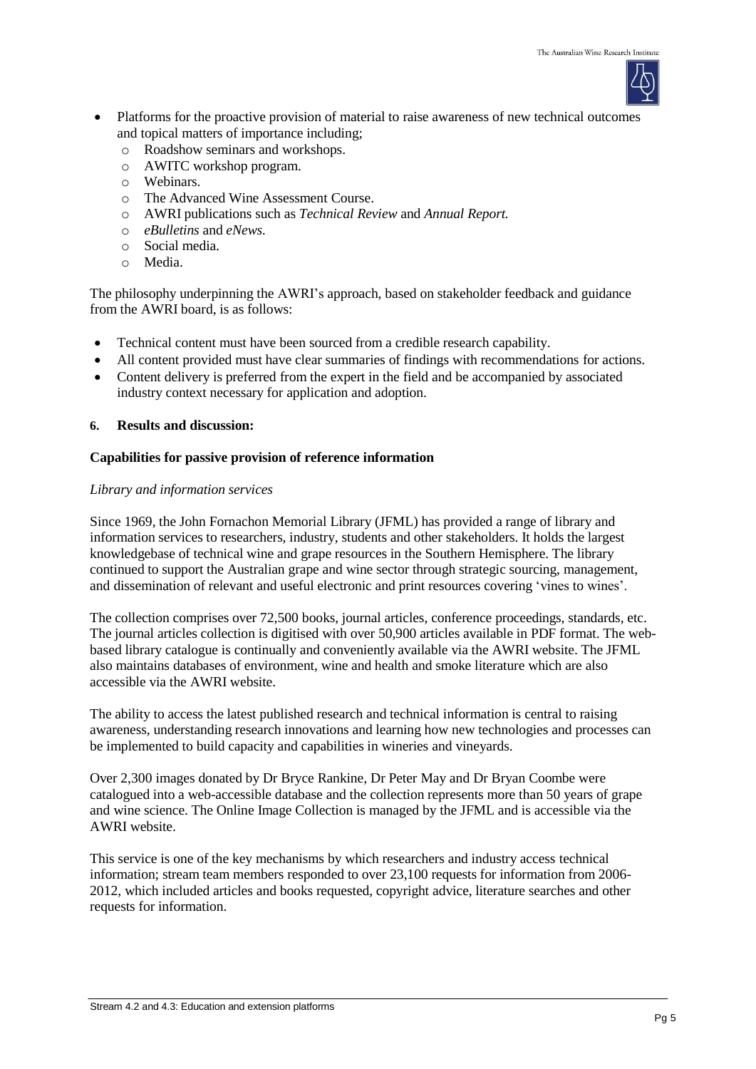- Platforms for the proactive provision of material to raise awareness of new technical outcomes and topical matters of importance including;
  - Roadshow seminars and workshops.
  - AWITC workshop program.
  - Webinars.
  - The Advanced Wine Assessment Course.
  - AWRI publications such as *Technical Review* and *Annual Report.*
  - *eBulletins* and *eNews.*
  - Social media.
  - Media.

The philosophy underpinning the AWRI's approach, based on stakeholder feedback and guidance from the AWRI board, is as follows:

- Technical content must have been sourced from a credible research capability.
- All content provided must have clear summaries of findings with recommendations for actions.
- Content delivery is preferred from the expert in the field and be accompanied by associated industry context necessary for application and adoption.

## 6. Results and discussion:

### Capabilities for passive provision of reference information

*Library and information services*

Since 1969, the John Fornachon Memorial Library (JFML) has provided a range of library and information services to researchers, industry, students and other stakeholders. It holds the largest knowledgebase of technical wine and grape resources in the Southern Hemisphere. The library continued to support the Australian grape and wine sector through strategic sourcing, management, and dissemination of relevant and useful electronic and print resources covering 'vines to wines'.

The collection comprises over 72,500 books, journal articles, conference proceedings, standards, etc. The journal articles collection is digitised with over 50,900 articles available in PDF format. The web-based library catalogue is continually and conveniently available via the AWRI website. The JFML also maintains databases of environment, wine and health and smoke literature which are also accessible via the AWRI website.

The ability to access the latest published research and technical information is central to raising awareness, understanding research innovations and learning how new technologies and processes can be implemented to build capacity and capabilities in wineries and vineyards.

Over 2,300 images donated by Dr Bryce Rankine, Dr Peter May and Dr Bryan Coombe were catalogued into a web-accessible database and the collection represents more than 50 years of grape and wine science. The Online Image Collection is managed by the JFML and is accessible via the AWRI website.

This service is one of the key mechanisms by which researchers and industry access technical information; stream team members responded to over 23,100 requests for information from 2006-2012, which included articles and books requested, copyright advice, literature searches and other requests for information.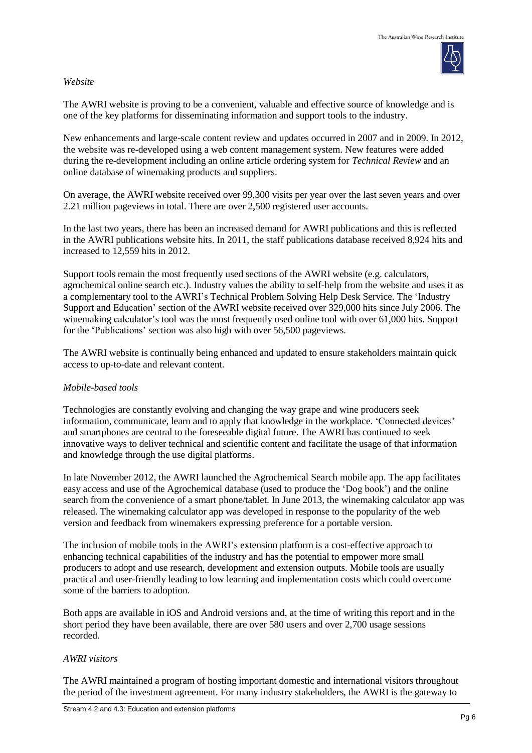*Website*

The AWRI website is proving to be a convenient, valuable and effective source of knowledge and is one of the key platforms for disseminating information and support tools to the industry.

New enhancements and large-scale content review and updates occurred in 2007 and in 2009. In 2012, the website was re-developed using a web content management system. New features were added during the re-development including an online article ordering system for *Technical Review* and an online database of winemaking products and suppliers.

On average, the AWRI website received over 99,300 visits per year over the last seven years and over 2.21 million pageviews in total. There are over 2,500 registered user accounts.

In the last two years, there has been an increased demand for AWRI publications and this is reflected in the AWRI publications website hits. In 2011, the staff publications database received 8,924 hits and increased to 12,559 hits in 2012.

Support tools remain the most frequently used sections of the AWRI website (e.g. calculators, agrochemical online search etc.). Industry values the ability to self-help from the website and uses it as a complementary tool to the AWRI's Technical Problem Solving Help Desk Service. The 'Industry Support and Education' section of the AWRI website received over 329,000 hits since July 2006. The winemaking calculator's tool was the most frequently used online tool with over 61,000 hits. Support for the 'Publications' section was also high with over 56,500 pageviews.

The AWRI website is continually being enhanced and updated to ensure stakeholders maintain quick access to up-to-date and relevant content.

*Mobile-based tools*

Technologies are constantly evolving and changing the way grape and wine producers seek information, communicate, learn and to apply that knowledge in the workplace. 'Connected devices' and smartphones are central to the foreseeable digital future. The AWRI has continued to seek innovative ways to deliver technical and scientific content and facilitate the usage of that information and knowledge through the use digital platforms.

In late November 2012, the AWRI launched the Agrochemical Search mobile app. The app facilitates easy access and use of the Agrochemical database (used to produce the 'Dog book') and the online search from the convenience of a smart phone/tablet. In June 2013, the winemaking calculator app was released. The winemaking calculator app was developed in response to the popularity of the web version and feedback from winemakers expressing preference for a portable version.

The inclusion of mobile tools in the AWRI's extension platform is a cost-effective approach to enhancing technical capabilities of the industry and has the potential to empower more small producers to adopt and use research, development and extension outputs. Mobile tools are usually practical and user-friendly leading to low learning and implementation costs which could overcome some of the barriers to adoption.

Both apps are available in iOS and Android versions and, at the time of writing this report and in the short period they have been available, there are over 580 users and over 2,700 usage sessions recorded.

*AWRI visitors*

The AWRI maintained a program of hosting important domestic and international visitors throughout the period of the investment agreement. For many industry stakeholders, the AWRI is the gateway to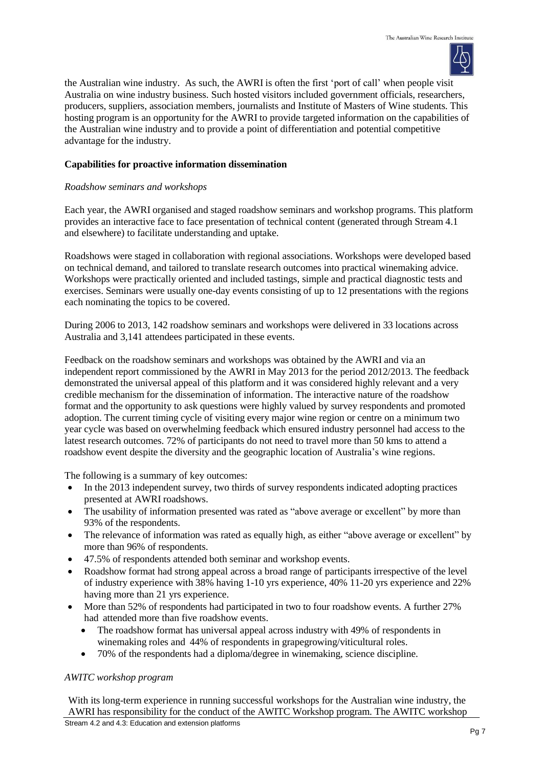the Australian wine industry. As such, the AWRI is often the first 'port of call' when people visit Australia on wine industry business. Such hosted visitors included government officials, researchers, producers, suppliers, association members, journalists and Institute of Masters of Wine students. This hosting program is an opportunity for the AWRI to provide targeted information on the capabilities of the Australian wine industry and to provide a point of differentiation and potential competitive advantage for the industry.

**Capabilities for proactive information dissemination**

*Roadshow seminars and workshops*

Each year, the AWRI organised and staged roadshow seminars and workshop programs. This platform provides an interactive face to face presentation of technical content (generated through Stream 4.1 and elsewhere) to facilitate understanding and uptake.

Roadshows were staged in collaboration with regional associations. Workshops were developed based on technical demand, and tailored to translate research outcomes into practical winemaking advice. Workshops were practically oriented and included tastings, simple and practical diagnostic tests and exercises. Seminars were usually one-day events consisting of up to 12 presentations with the regions each nominating the topics to be covered.

During 2006 to 2013, 142 roadshow seminars and workshops were delivered in 33 locations across Australia and 3,141 attendees participated in these events.

Feedback on the roadshow seminars and workshops was obtained by the AWRI and via an independent report commissioned by the AWRI in May 2013 for the period 2012/2013. The feedback demonstrated the universal appeal of this platform and it was considered highly relevant and a very credible mechanism for the dissemination of information. The interactive nature of the roadshow format and the opportunity to ask questions were highly valued by survey respondents and promoted adoption. The current timing cycle of visiting every major wine region or centre on a minimum two year cycle was based on overwhelming feedback which ensured industry personnel had access to the latest research outcomes. 72% of participants do not need to travel more than 50 kms to attend a roadshow event despite the diversity and the geographic location of Australia's wine regions.

The following is a summary of key outcomes:

- In the 2013 independent survey, two thirds of survey respondents indicated adopting practices presented at AWRI roadshows.
- The usability of information presented was rated as "above average or excellent" by more than 93% of the respondents.
- The relevance of information was rated as equally high, as either "above average or excellent" by more than 96% of respondents.
- 47.5% of respondents attended both seminar and workshop events.
- Roadshow format had strong appeal across a broad range of participants irrespective of the level of industry experience with 38% having 1-10 yrs experience, 40% 11-20 yrs experience and 22% having more than 21 yrs experience.
- More than 52% of respondents had participated in two to four roadshow events. A further 27% had attended more than five roadshow events.
  - The roadshow format has universal appeal across industry with 49% of respondents in winemaking roles and 44% of respondents in grapegrowing/viticultural roles.
  - 70% of the respondents had a diploma/degree in winemaking, science discipline.

*AWITC workshop program*

With its long-term experience in running successful workshops for the Australian wine industry, the AWRI has responsibility for the conduct of the AWITC Workshop program. The AWITC workshop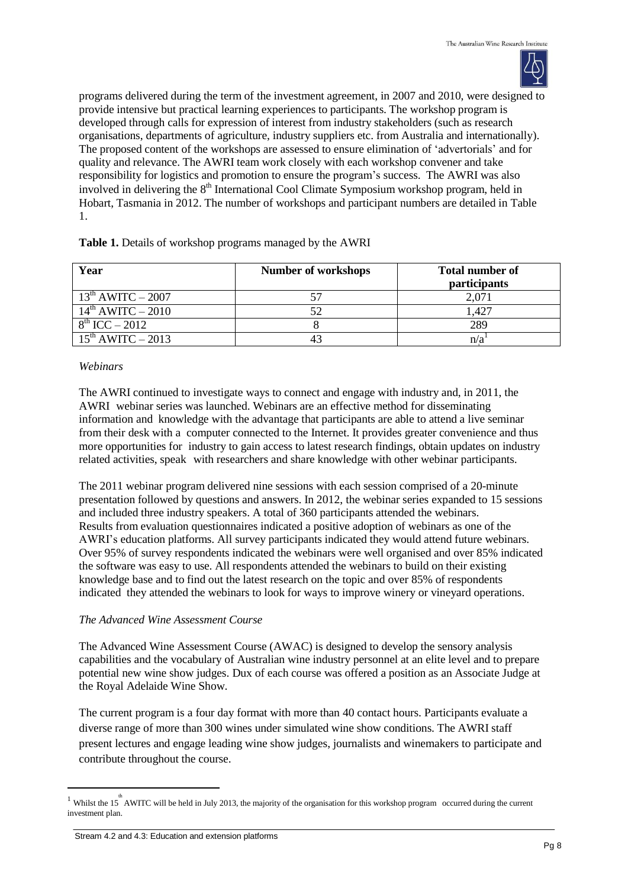programs delivered during the term of the investment agreement, in 2007 and 2010, were designed to provide intensive but practical learning experiences to participants. The workshop program is developed through calls for expression of interest from industry stakeholders (such as research organisations, departments of agriculture, industry suppliers etc. from Australia and internationally). The proposed content of the workshops are assessed to ensure elimination of 'advertorials' and for quality and relevance. The AWRI team work closely with each workshop convener and take responsibility for logistics and promotion to ensure the program's success. The AWRI was also involved in delivering the 8th International Cool Climate Symposium workshop program, held in Hobart, Tasmania in 2012. The number of workshops and participant numbers are detailed in Table 1.

**Table 1.** Details of workshop programs managed by the AWRI

| Year | Number of workshops | Total number of participants |
|---|---|---|
| 13th AWITC – 2007 | 57 | 2,071 |
| 14th AWITC – 2010 | 52 | 1,427 |
| 8th ICC – 2012 | 8 | 289 |
| 15th AWITC – 2013 | 43 | n/a[1] |

*Webinars*

The AWRI continued to investigate ways to connect and engage with industry and, in 2011, the AWRI webinar series was launched. Webinars are an effective method for disseminating information and knowledge with the advantage that participants are able to attend a live seminar from their desk with a computer connected to the Internet. It provides greater convenience and thus more opportunities for industry to gain access to latest research findings, obtain updates on industry related activities, speak with researchers and share knowledge with other webinar participants.

The 2011 webinar program delivered nine sessions with each session comprised of a 20-minute presentation followed by questions and answers. In 2012, the webinar series expanded to 15 sessions and included three industry speakers. A total of 360 participants attended the webinars. Results from evaluation questionnaires indicated a positive adoption of webinars as one of the AWRI's education platforms. All survey participants indicated they would attend future webinars. Over 95% of survey respondents indicated the webinars were well organised and over 85% indicated the software was easy to use. All respondents attended the webinars to build on their existing knowledge base and to find out the latest research on the topic and over 85% of respondents indicated they attended the webinars to look for ways to improve winery or vineyard operations.

*The Advanced Wine Assessment Course*

The Advanced Wine Assessment Course (AWAC) is designed to develop the sensory analysis capabilities and the vocabulary of Australian wine industry personnel at an elite level and to prepare potential new wine show judges. Dux of each course was offered a position as an Associate Judge at the Royal Adelaide Wine Show.

The current program is a four day format with more than 40 contact hours. Participants evaluate a diverse range of more than 300 wines under simulated wine show conditions. The AWRI staff present lectures and engage leading wine show judges, journalists and winemakers to participate and contribute throughout the course.

---

[1] Whilst the 15th AWITC will be held in July 2013, the majority of the organisation for this workshop program occurred during the current investment plan.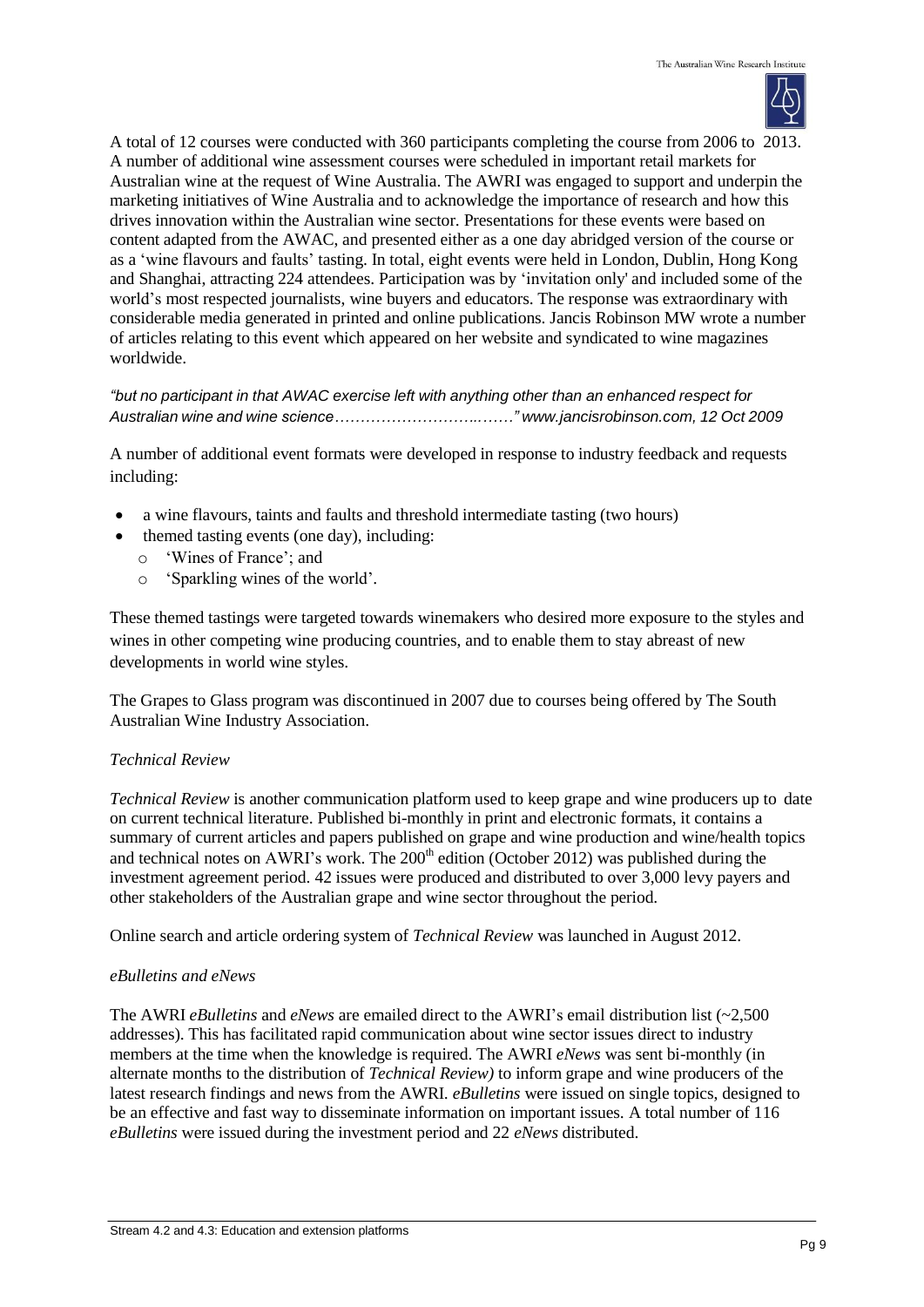A total of 12 courses were conducted with 360 participants completing the course from 2006 to 2013. A number of additional wine assessment courses were scheduled in important retail markets for Australian wine at the request of Wine Australia. The AWRI was engaged to support and underpin the marketing initiatives of Wine Australia and to acknowledge the importance of research and how this drives innovation within the Australian wine sector. Presentations for these events were based on content adapted from the AWAC, and presented either as a one day abridged version of the course or as a 'wine flavours and faults' tasting. In total, eight events were held in London, Dublin, Hong Kong and Shanghai, attracting 224 attendees. Participation was by 'invitation only' and included some of the world's most respected journalists, wine buyers and educators. The response was extraordinary with considerable media generated in printed and online publications. Jancis Robinson MW wrote a number of articles relating to this event which appeared on her website and syndicated to wine magazines worldwide.

*"but no participant in that AWAC exercise left with anything other than an enhanced respect for Australian wine and wine science…………………………………" www.jancisrobinson.com, 12 Oct 2009*

A number of additional event formats were developed in response to industry feedback and requests including:

- a wine flavours, taints and faults and threshold intermediate tasting (two hours)
- themed tasting events (one day), including:
  - 'Wines of France'; and
  - 'Sparkling wines of the world'.

These themed tastings were targeted towards winemakers who desired more exposure to the styles and wines in other competing wine producing countries, and to enable them to stay abreast of new developments in world wine styles.

The Grapes to Glass program was discontinued in 2007 due to courses being offered by The South Australian Wine Industry Association.

### *Technical Review*

*Technical Review* is another communication platform used to keep grape and wine producers up to date on current technical literature. Published bi-monthly in print and electronic formats, it contains a summary of current articles and papers published on grape and wine production and wine/health topics and technical notes on AWRI's work. The 200th edition (October 2012) was published during the investment agreement period. 42 issues were produced and distributed to over 3,000 levy payers and other stakeholders of the Australian grape and wine sector throughout the period.

Online search and article ordering system of *Technical Review* was launched in August 2012.

### *eBulletins and eNews*

The AWRI *eBulletins* and *eNews* are emailed direct to the AWRI's email distribution list (~2,500 addresses). This has facilitated rapid communication about wine sector issues direct to industry members at the time when the knowledge is required. The AWRI *eNews* was sent bi-monthly (in alternate months to the distribution of *Technical Review)* to inform grape and wine producers of the latest research findings and news from the AWRI. *eBulletins* were issued on single topics, designed to be an effective and fast way to disseminate information on important issues. A total number of 116 *eBulletins* were issued during the investment period and 22 *eNews* distributed.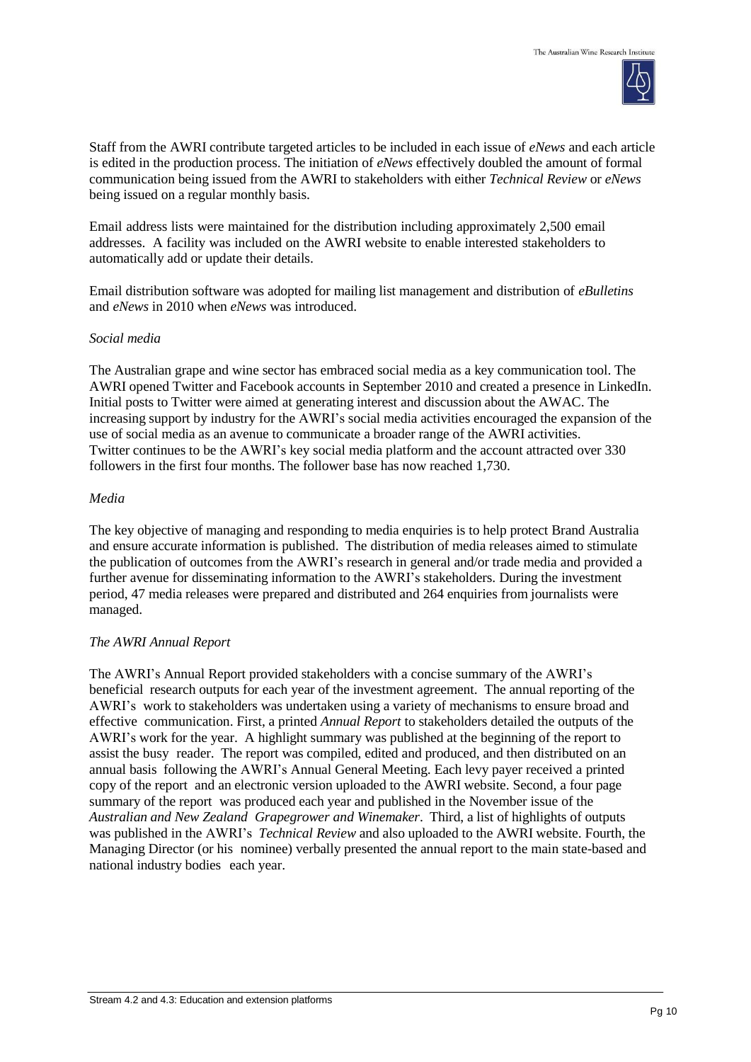Staff from the AWRI contribute targeted articles to be included in each issue of *eNews* and each article is edited in the production process. The initiation of *eNews* effectively doubled the amount of formal communication being issued from the AWRI to stakeholders with either *Technical Review* or *eNews* being issued on a regular monthly basis.

Email address lists were maintained for the distribution including approximately 2,500 email addresses. A facility was included on the AWRI website to enable interested stakeholders to automatically add or update their details.

Email distribution software was adopted for mailing list management and distribution of *eBulletins* and *eNews* in 2010 when *eNews* was introduced.

*Social media*

The Australian grape and wine sector has embraced social media as a key communication tool. The AWRI opened Twitter and Facebook accounts in September 2010 and created a presence in LinkedIn. Initial posts to Twitter were aimed at generating interest and discussion about the AWAC. The increasing support by industry for the AWRI's social media activities encouraged the expansion of the use of social media as an avenue to communicate a broader range of the AWRI activities. Twitter continues to be the AWRI's key social media platform and the account attracted over 330 followers in the first four months. The follower base has now reached 1,730.

*Media*

The key objective of managing and responding to media enquiries is to help protect Brand Australia and ensure accurate information is published. The distribution of media releases aimed to stimulate the publication of outcomes from the AWRI's research in general and/or trade media and provided a further avenue for disseminating information to the AWRI's stakeholders. During the investment period, 47 media releases were prepared and distributed and 264 enquiries from journalists were managed.

*The AWRI Annual Report*

The AWRI's Annual Report provided stakeholders with a concise summary of the AWRI's beneficial research outputs for each year of the investment agreement. The annual reporting of the AWRI's work to stakeholders was undertaken using a variety of mechanisms to ensure broad and effective communication. First, a printed *Annual Report* to stakeholders detailed the outputs of the AWRI's work for the year. A highlight summary was published at the beginning of the report to assist the busy reader. The report was compiled, edited and produced, and then distributed on an annual basis following the AWRI's Annual General Meeting. Each levy payer received a printed copy of the report and an electronic version uploaded to the AWRI website. Second, a four page summary of the report was produced each year and published in the November issue of the *Australian and New Zealand Grapegrower and Winemaker*. Third, a list of highlights of outputs was published in the AWRI's *Technical Review* and also uploaded to the AWRI website. Fourth, the Managing Director (or his nominee) verbally presented the annual report to the main state-based and national industry bodies each year.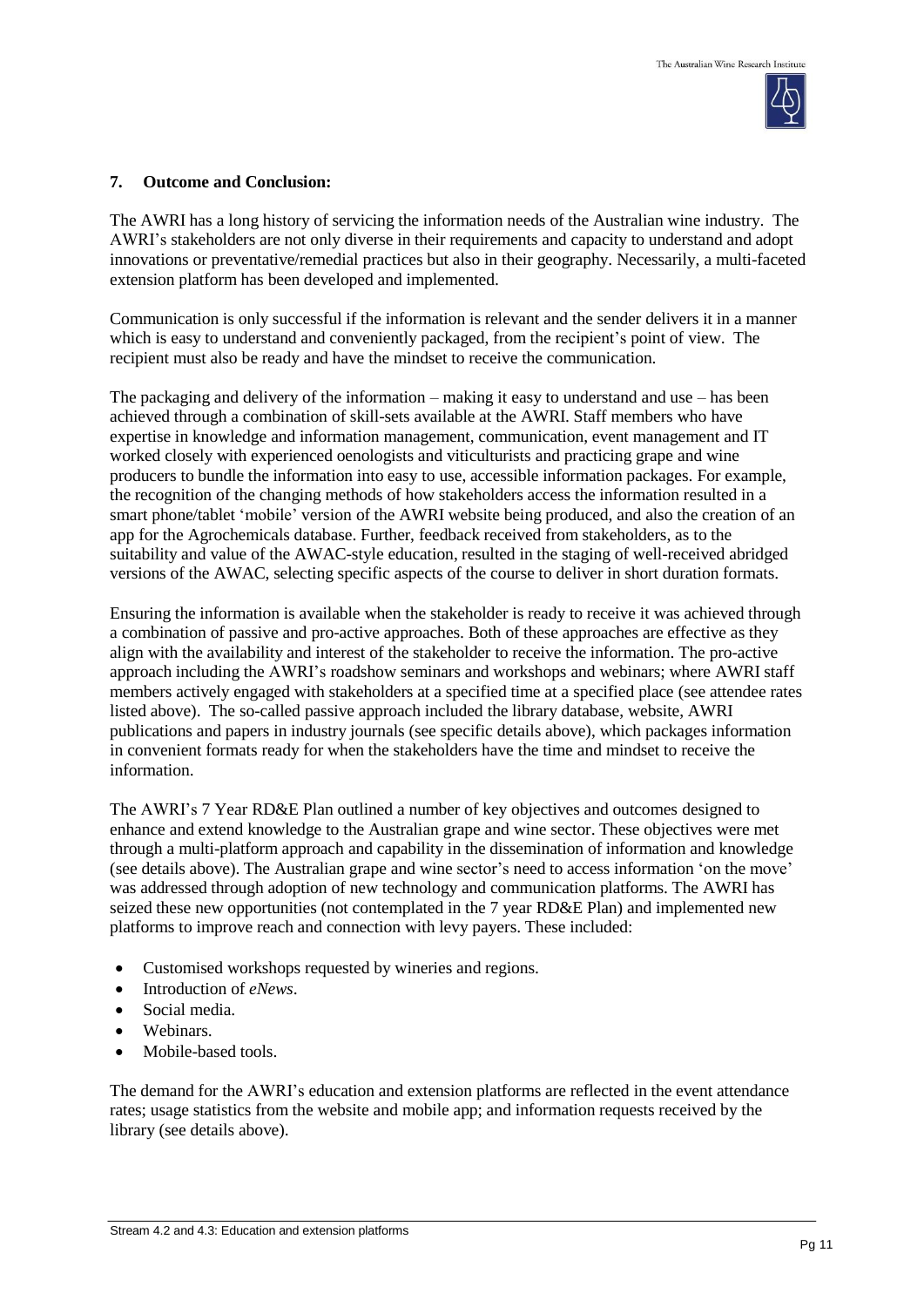## 7. Outcome and Conclusion:

The AWRI has a long history of servicing the information needs of the Australian wine industry. The AWRI's stakeholders are not only diverse in their requirements and capacity to understand and adopt innovations or preventative/remedial practices but also in their geography. Necessarily, a multi-faceted extension platform has been developed and implemented.

Communication is only successful if the information is relevant and the sender delivers it in a manner which is easy to understand and conveniently packaged, from the recipient's point of view. The recipient must also be ready and have the mindset to receive the communication.

The packaging and delivery of the information – making it easy to understand and use – has been achieved through a combination of skill-sets available at the AWRI. Staff members who have expertise in knowledge and information management, communication, event management and IT worked closely with experienced oenologists and viticulturists and practicing grape and wine producers to bundle the information into easy to use, accessible information packages. For example, the recognition of the changing methods of how stakeholders access the information resulted in a smart phone/tablet 'mobile' version of the AWRI website being produced, and also the creation of an app for the Agrochemicals database. Further, feedback received from stakeholders, as to the suitability and value of the AWAC-style education, resulted in the staging of well-received abridged versions of the AWAC, selecting specific aspects of the course to deliver in short duration formats.

Ensuring the information is available when the stakeholder is ready to receive it was achieved through a combination of passive and pro-active approaches. Both of these approaches are effective as they align with the availability and interest of the stakeholder to receive the information. The pro-active approach including the AWRI's roadshow seminars and workshops and webinars; where AWRI staff members actively engaged with stakeholders at a specified time at a specified place (see attendee rates listed above). The so-called passive approach included the library database, website, AWRI publications and papers in industry journals (see specific details above), which packages information in convenient formats ready for when the stakeholders have the time and mindset to receive the information.

The AWRI's 7 Year RD&E Plan outlined a number of key objectives and outcomes designed to enhance and extend knowledge to the Australian grape and wine sector. These objectives were met through a multi-platform approach and capability in the dissemination of information and knowledge (see details above). The Australian grape and wine sector's need to access information 'on the move' was addressed through adoption of new technology and communication platforms. The AWRI has seized these new opportunities (not contemplated in the 7 year RD&E Plan) and implemented new platforms to improve reach and connection with levy payers. These included:

- Customised workshops requested by wineries and regions.
- Introduction of *eNews*.
- Social media.
- Webinars.
- Mobile-based tools.

The demand for the AWRI's education and extension platforms are reflected in the event attendance rates; usage statistics from the website and mobile app; and information requests received by the library (see details above).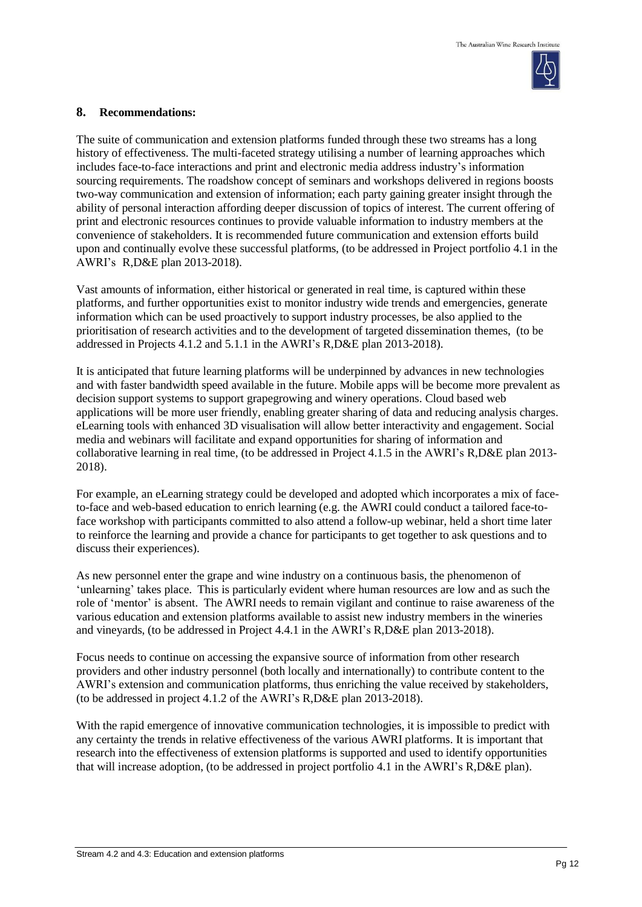## 8. Recommendations:

The suite of communication and extension platforms funded through these two streams has a long history of effectiveness. The multi-faceted strategy utilising a number of learning approaches which includes face-to-face interactions and print and electronic media address industry's information sourcing requirements. The roadshow concept of seminars and workshops delivered in regions boosts two-way communication and extension of information; each party gaining greater insight through the ability of personal interaction affording deeper discussion of topics of interest. The current offering of print and electronic resources continues to provide valuable information to industry members at the convenience of stakeholders. It is recommended future communication and extension efforts build upon and continually evolve these successful platforms, (to be addressed in Project portfolio 4.1 in the AWRI's R,D&E plan 2013-2018).

Vast amounts of information, either historical or generated in real time, is captured within these platforms, and further opportunities exist to monitor industry wide trends and emergencies, generate information which can be used proactively to support industry processes, be also applied to the prioritisation of research activities and to the development of targeted dissemination themes, (to be addressed in Projects 4.1.2 and 5.1.1 in the AWRI's R,D&E plan 2013-2018).

It is anticipated that future learning platforms will be underpinned by advances in new technologies and with faster bandwidth speed available in the future. Mobile apps will be become more prevalent as decision support systems to support grapegrowing and winery operations. Cloud based web applications will be more user friendly, enabling greater sharing of data and reducing analysis charges. eLearning tools with enhanced 3D visualisation will allow better interactivity and engagement. Social media and webinars will facilitate and expand opportunities for sharing of information and collaborative learning in real time, (to be addressed in Project 4.1.5 in the AWRI's R,D&E plan 2013-2018).

For example, an eLearning strategy could be developed and adopted which incorporates a mix of face-to-face and web-based education to enrich learning (e.g. the AWRI could conduct a tailored face-to-face workshop with participants committed to also attend a follow-up webinar, held a short time later to reinforce the learning and provide a chance for participants to get together to ask questions and to discuss their experiences).

As new personnel enter the grape and wine industry on a continuous basis, the phenomenon of 'unlearning' takes place. This is particularly evident where human resources are low and as such the role of 'mentor' is absent. The AWRI needs to remain vigilant and continue to raise awareness of the various education and extension platforms available to assist new industry members in the wineries and vineyards, (to be addressed in Project 4.4.1 in the AWRI's R,D&E plan 2013-2018).

Focus needs to continue on accessing the expansive source of information from other research providers and other industry personnel (both locally and internationally) to contribute content to the AWRI's extension and communication platforms, thus enriching the value received by stakeholders, (to be addressed in project 4.1.2 of the AWRI's R,D&E plan 2013-2018).

With the rapid emergence of innovative communication technologies, it is impossible to predict with any certainty the trends in relative effectiveness of the various AWRI platforms. It is important that research into the effectiveness of extension platforms is supported and used to identify opportunities that will increase adoption, (to be addressed in project portfolio 4.1 in the AWRI's R,D&E plan).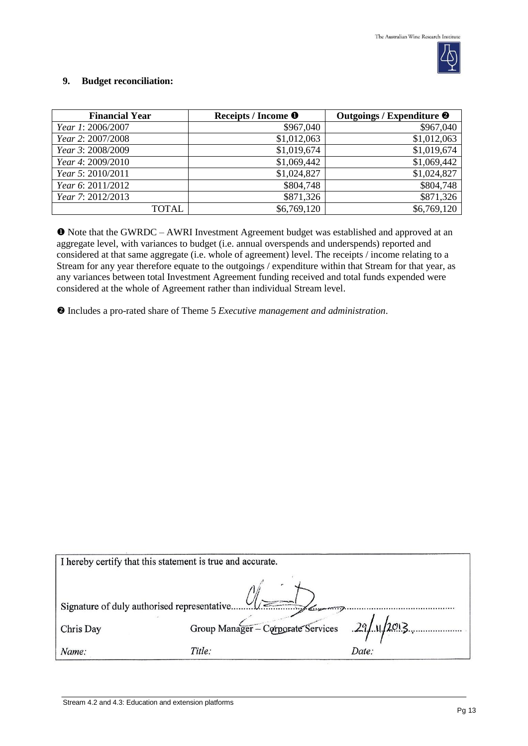## 9. Budget reconciliation:

| Financial Year | Receipts / Income ❶ | Outgoings / Expenditure ❷ |
|---|---|---|
| *Year 1*: 2006/2007 | $967,040 | $967,040 |
| *Year 2*: 2007/2008 | $1,012,063 | $1,012,063 |
| *Year 3*: 2008/2009 | $1,019,674 | $1,019,674 |
| *Year 4*: 2009/2010 | $1,069,442 | $1,069,442 |
| *Year 5*: 2010/2011 | $1,024,827 | $1,024,827 |
| *Year 6*: 2011/2012 | $804,748 | $804,748 |
| *Year 7*: 2012/2013 | $871,326 | $871,326 |
| TOTAL | $6,769,120 | $6,769,120 |

❶ Note that the GWRDC – AWRI Investment Agreement budget was established and approved at an aggregate level, with variances to budget (i.e. annual overspends and underspends) reported and considered at that same aggregate (i.e. whole of agreement) level. The receipts / income relating to a Stream for any year therefore equate to the outgoings / expenditure within that Stream for that year, as any variances between total Investment Agreement funding received and total funds expended were considered at the whole of Agreement rather than individual Stream level.

❷ Includes a pro-rated share of Theme 5 *Executive management and administration*.

I hereby certify that this statement is true and accurate.

Signature of duly authorised representative..........................................................

| Chris Day | Group Manager – Corporate Services | 29/11/2013 |
|---|---|---|
| *Name:* | *Title:* | *Date:* |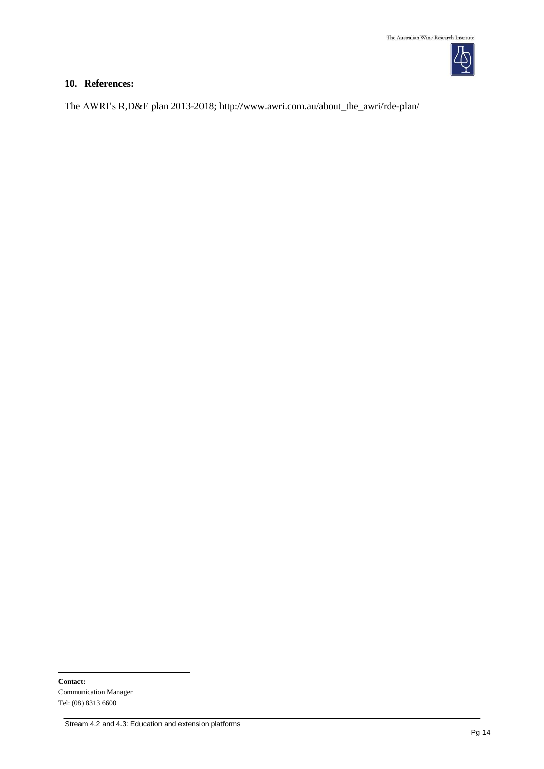## 10. References:

The AWRI's R,D&E plan 2013-2018; http://www.awri.com.au/about_the_awri/rde-plan/

**Contact:**
Communication Manager
Tel: (08) 8313 6600